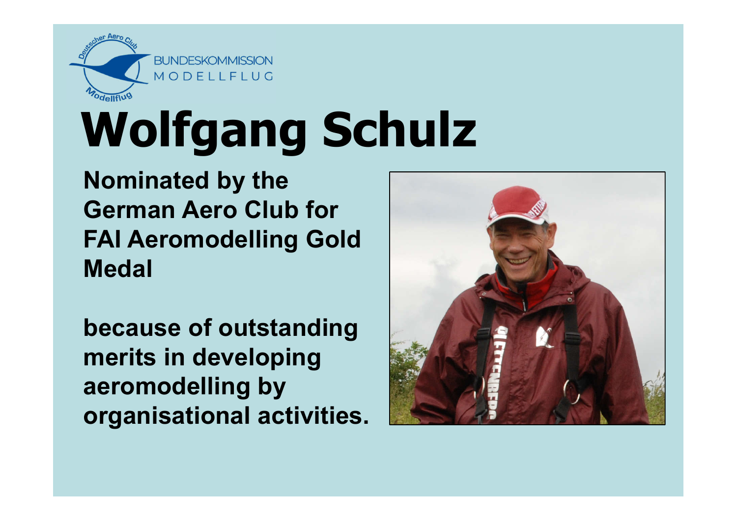BUNDESKOMMISSION MODELLFLUG

# Wolfgang Schulz

**Nominated by the German Aero Club for FAI Aeromodelling Gold Medal**

**because of outstanding merits in developing aeromodelling by organisational activities.**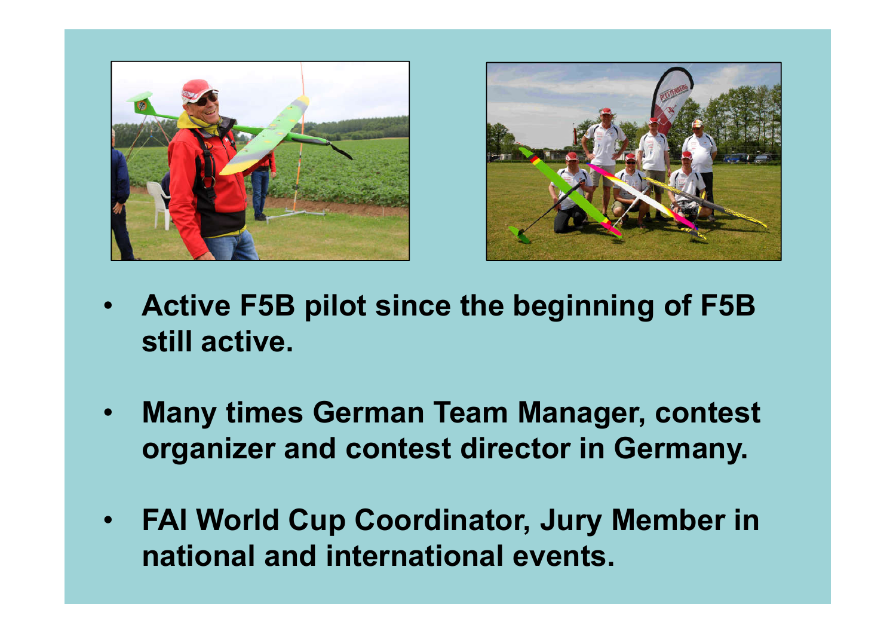- **Active F5B pilot since the beginning of F5B still active.**

- **Many times German Team Manager, contest organizer and contest director in Germany.**

- **FAI World Cup Coordinator, Jury Member in national and international events.**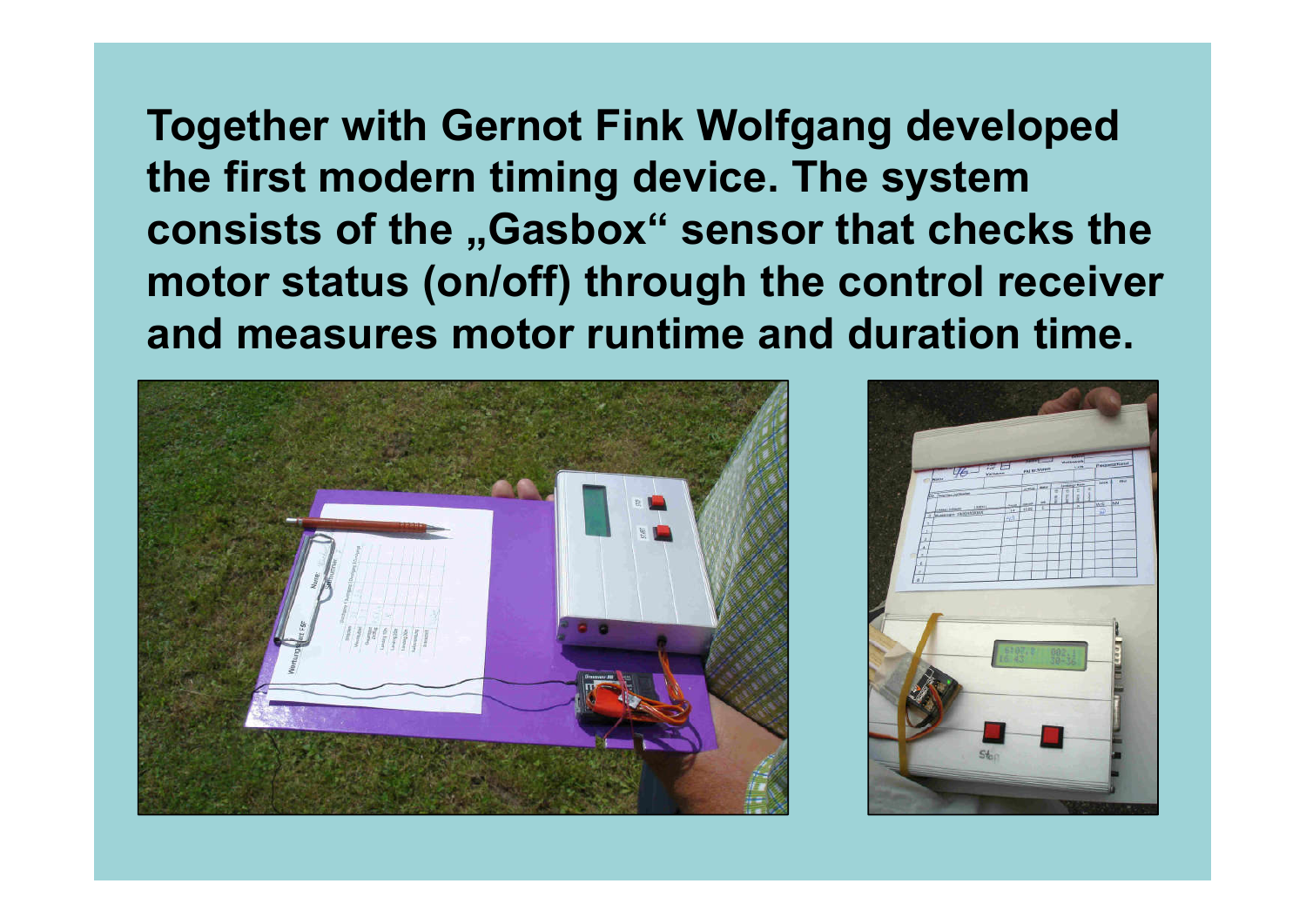**Together with Gernot Fink Wolfgang developed the first modern timing device. The system consists of the „Gasbox“ sensor that checks the motor status (on/off) through the control receiver and measures motor runtime and duration time.**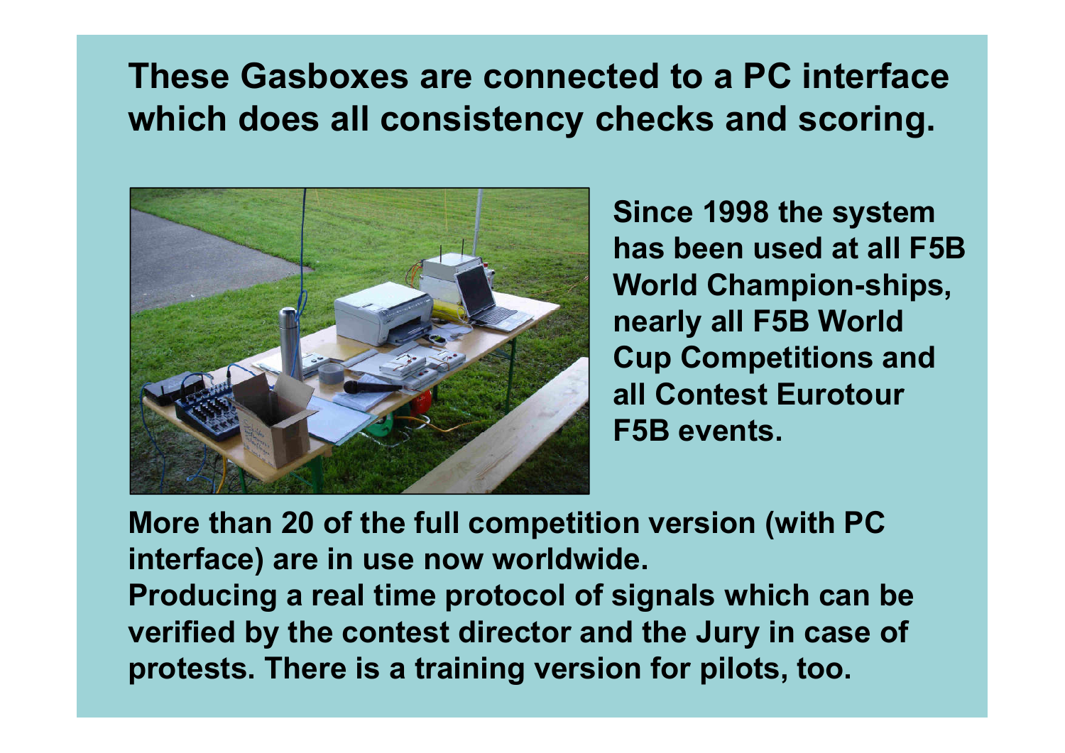# These Gasboxes are connected to a PC interface which does all consistency checks and scoring.

**Since 1998 the system has been used at all F5B World Champion-ships, nearly all F5B World Cup Competitions and all Contest Eurotour F5B events.**

**More than 20 of the full competition version (with PC interface) are in use now worldwide.**
**Producing a real time protocol of signals which can be verified by the contest director and the Jury in case of protests. There is a training version for pilots, too.**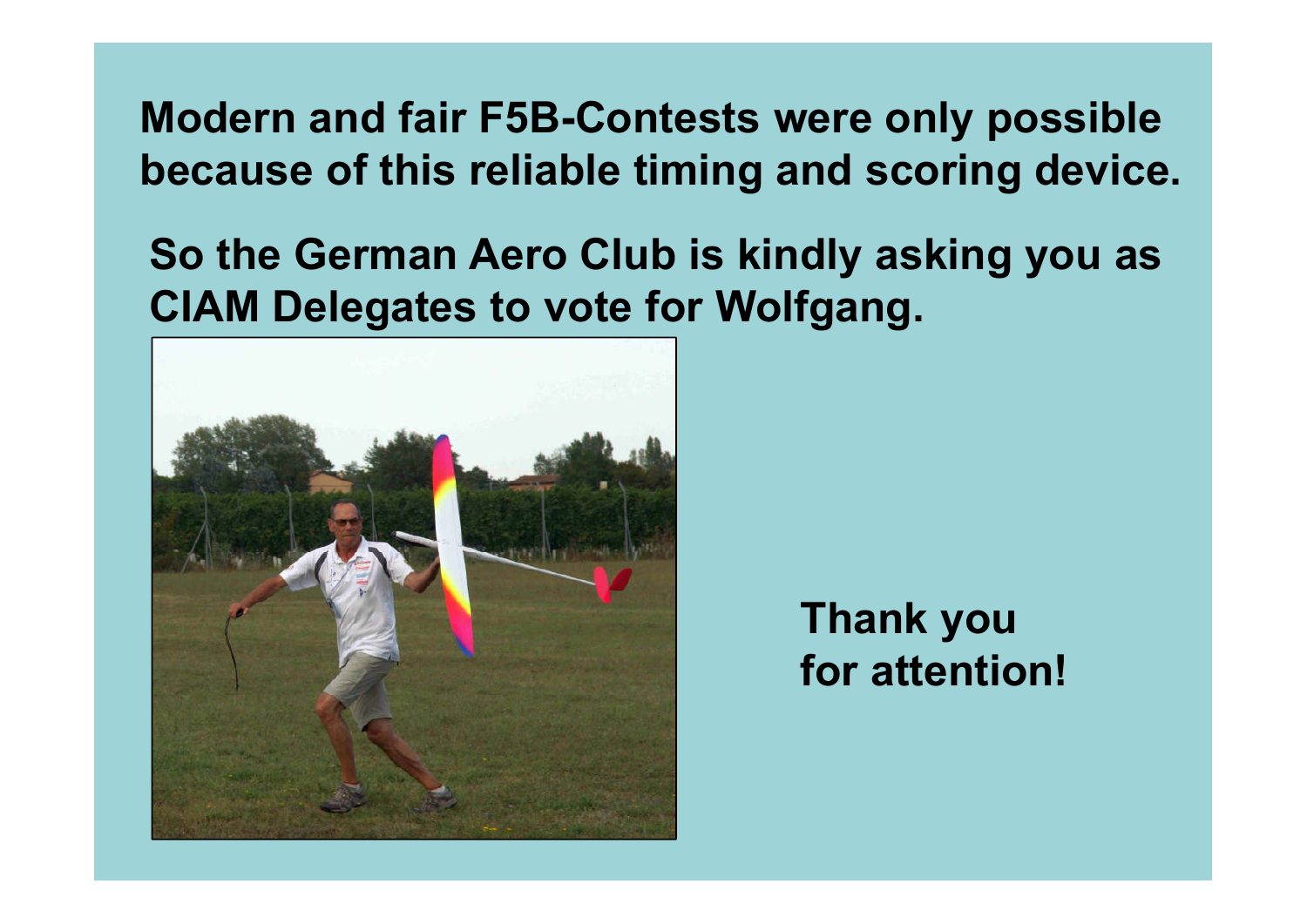**Modern and fair F5B-Contests were only possible because of this reliable timing and scoring device.**

**So the German Aero Club is kindly asking you as CIAM Delegates to vote for Wolfgang.**

**Thank you for attention!**